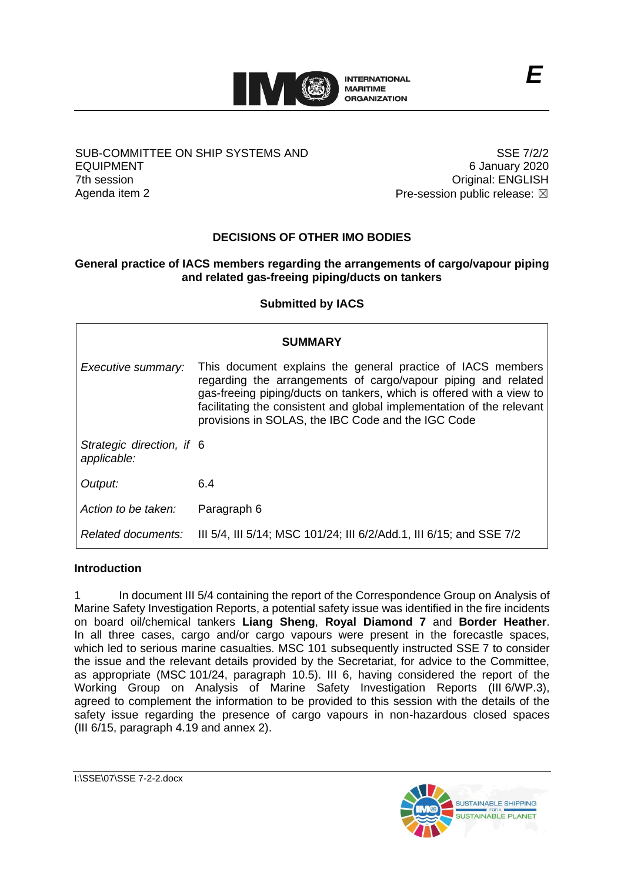INTERNATIONAL MARITIME ORGANIZATION

*E*

| SUB-COMMITTEE ON SHIP SYSTEMS AND EQUIPMENT<br>7th session<br>Agenda item 2 | SSE 7/2/2<br>6 January 2020<br>Original: ENGLISH<br>Pre-session public release: ☒ |
|---|---|

## DECISIONS OF OTHER IMO BODIES

### General practice of IACS members regarding the arrangements of cargo/vapour piping and related gas-freeing piping/ducts on tankers

**Submitted by IACS**

| **SUMMARY** | |
|---|---|
| *Executive summary:* | This document explains the general practice of IACS members regarding the arrangements of cargo/vapour piping and related gas-freeing piping/ducts on tankers, which is offered with a view to facilitating the consistent and global implementation of the relevant provisions in SOLAS, the IBC Code and the IGC Code |
| *Strategic direction, if applicable:* | 6 |
| *Output:* | 6.4 |
| *Action to be taken:* | Paragraph 6 |
| *Related documents:* | III 5/4, III 5/14; MSC 101/24; III 6/2/Add.1, III 6/15; and SSE 7/2 |

**Introduction**

1 In document III 5/4 containing the report of the Correspondence Group on Analysis of Marine Safety Investigation Reports, a potential safety issue was identified in the fire incidents on board oil/chemical tankers **Liang Sheng**, **Royal Diamond 7** and **Border Heather**. In all three cases, cargo and/or cargo vapours were present in the forecastle spaces, which led to serious marine casualties. MSC 101 subsequently instructed SSE 7 to consider the issue and the relevant details provided by the Secretariat, for advice to the Committee, as appropriate (MSC 101/24, paragraph 10.5). III 6, having considered the report of the Working Group on Analysis of Marine Safety Investigation Reports (III 6/WP.3), agreed to complement the information to be provided to this session with the details of the safety issue regarding the presence of cargo vapours in non-hazardous closed spaces (III 6/15, paragraph 4.19 and annex 2).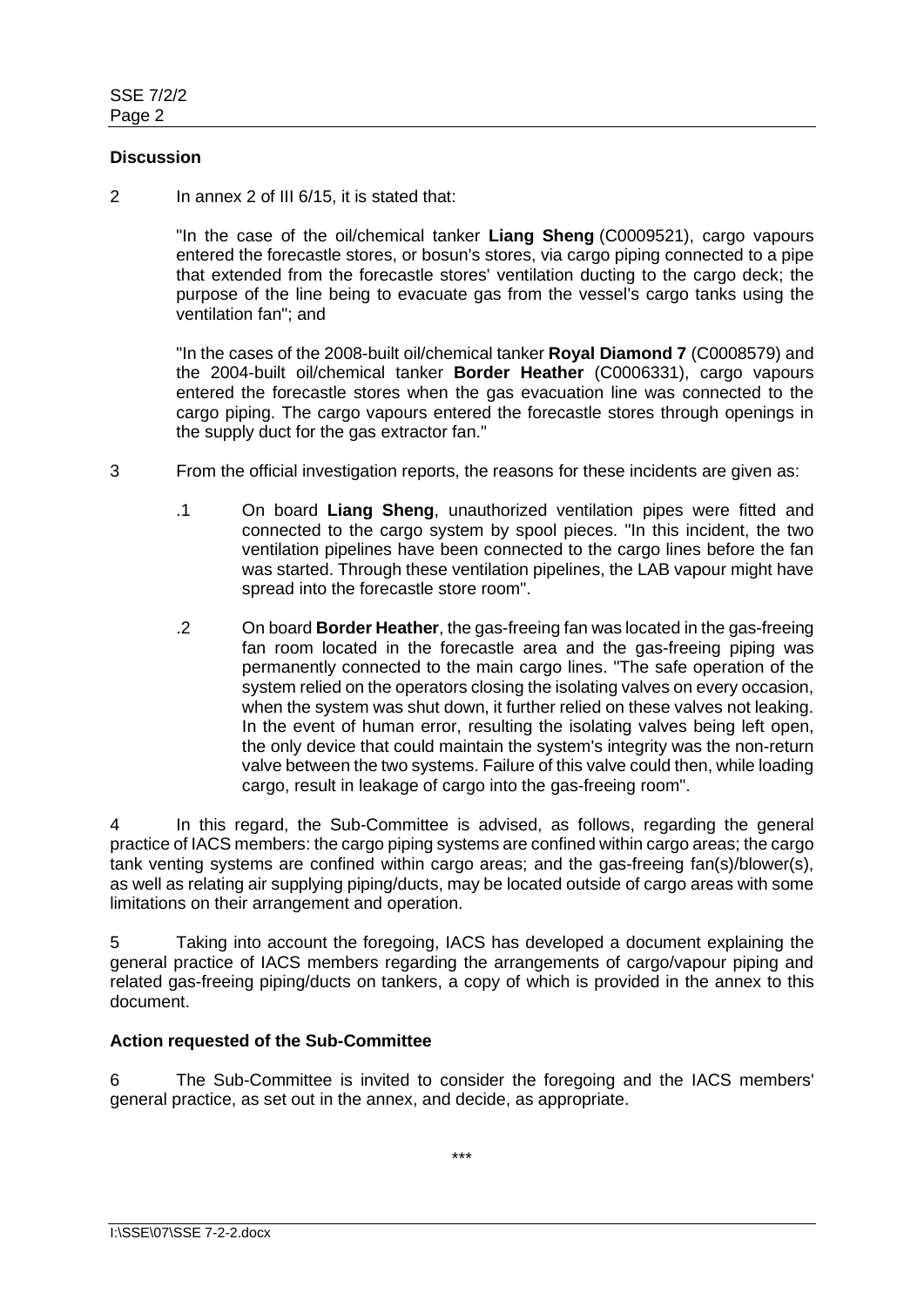**Discussion**

2 In annex 2 of III 6/15, it is stated that:

> "In the case of the oil/chemical tanker **Liang Sheng** (C0009521), cargo vapours entered the forecastle stores, or bosun's stores, via cargo piping connected to a pipe that extended from the forecastle stores' ventilation ducting to the cargo deck; the purpose of the line being to evacuate gas from the vessel's cargo tanks using the ventilation fan"; and
>
> "In the cases of the 2008-built oil/chemical tanker **Royal Diamond 7** (C0008579) and the 2004-built oil/chemical tanker **Border Heather** (C0006331), cargo vapours entered the forecastle stores when the gas evacuation line was connected to the cargo piping. The cargo vapours entered the forecastle stores through openings in the supply duct for the gas extractor fan."

3 From the official investigation reports, the reasons for these incidents are given as:

.1 On board **Liang Sheng**, unauthorized ventilation pipes were fitted and connected to the cargo system by spool pieces. "In this incident, the two ventilation pipelines have been connected to the cargo lines before the fan was started. Through these ventilation pipelines, the LAB vapour might have spread into the forecastle store room".

.2 On board **Border Heather**, the gas-freeing fan was located in the gas-freeing fan room located in the forecastle area and the gas-freeing piping was permanently connected to the main cargo lines. "The safe operation of the system relied on the operators closing the isolating valves on every occasion, when the system was shut down, it further relied on these valves not leaking. In the event of human error, resulting the isolating valves being left open, the only device that could maintain the system's integrity was the non-return valve between the two systems. Failure of this valve could then, while loading cargo, result in leakage of cargo into the gas-freeing room".

4 In this regard, the Sub-Committee is advised, as follows, regarding the general practice of IACS members: the cargo piping systems are confined within cargo areas; the cargo tank venting systems are confined within cargo areas; and the gas-freeing fan(s)/blower(s), as well as relating air supplying piping/ducts, may be located outside of cargo areas with some limitations on their arrangement and operation.

5 Taking into account the foregoing, IACS has developed a document explaining the general practice of IACS members regarding the arrangements of cargo/vapour piping and related gas-freeing piping/ducts on tankers, a copy of which is provided in the annex to this document.

**Action requested of the Sub-Committee**

6 The Sub-Committee is invited to consider the foregoing and the IACS members' general practice, as set out in the annex, and decide, as appropriate.

\*\*\*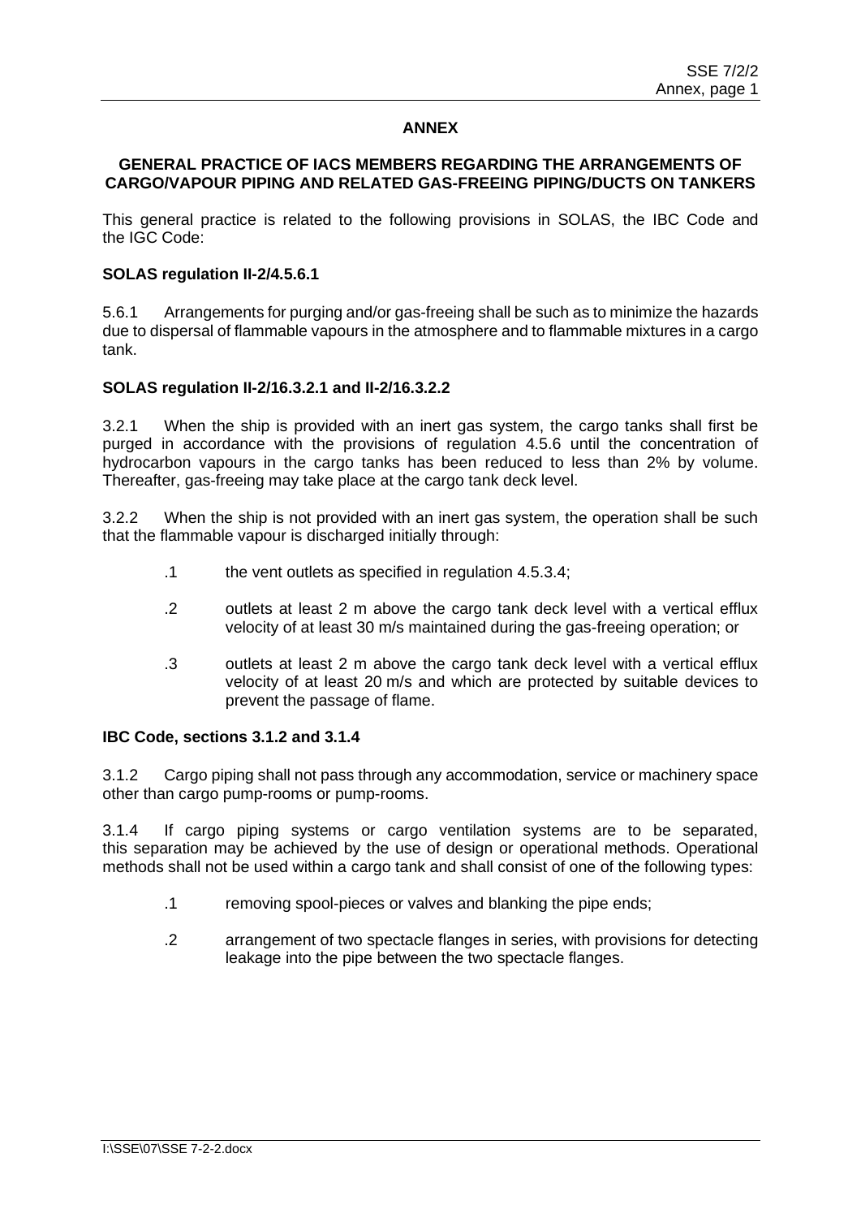# ANNEX

## GENERAL PRACTICE OF IACS MEMBERS REGARDING THE ARRANGEMENTS OF CARGO/VAPOUR PIPING AND RELATED GAS-FREEING PIPING/DUCTS ON TANKERS

This general practice is related to the following provisions in SOLAS, the IBC Code and the IGC Code:

### SOLAS regulation II-2/4.5.6.1

5.6.1 Arrangements for purging and/or gas-freeing shall be such as to minimize the hazards due to dispersal of flammable vapours in the atmosphere and to flammable mixtures in a cargo tank.

### SOLAS regulation II-2/16.3.2.1 and II-2/16.3.2.2

3.2.1 When the ship is provided with an inert gas system, the cargo tanks shall first be purged in accordance with the provisions of regulation 4.5.6 until the concentration of hydrocarbon vapours in the cargo tanks has been reduced to less than 2% by volume. Thereafter, gas-freeing may take place at the cargo tank deck level.

3.2.2 When the ship is not provided with an inert gas system, the operation shall be such that the flammable vapour is discharged initially through:

- .1 the vent outlets as specified in regulation 4.5.3.4;
- .2 outlets at least 2 m above the cargo tank deck level with a vertical efflux velocity of at least 30 m/s maintained during the gas-freeing operation; or
- .3 outlets at least 2 m above the cargo tank deck level with a vertical efflux velocity of at least 20 m/s and which are protected by suitable devices to prevent the passage of flame.

### IBC Code, sections 3.1.2 and 3.1.4

3.1.2 Cargo piping shall not pass through any accommodation, service or machinery space other than cargo pump-rooms or pump-rooms.

3.1.4 If cargo piping systems or cargo ventilation systems are to be separated, this separation may be achieved by the use of design or operational methods. Operational methods shall not be used within a cargo tank and shall consist of one of the following types:

- .1 removing spool-pieces or valves and blanking the pipe ends;
- .2 arrangement of two spectacle flanges in series, with provisions for detecting leakage into the pipe between the two spectacle flanges.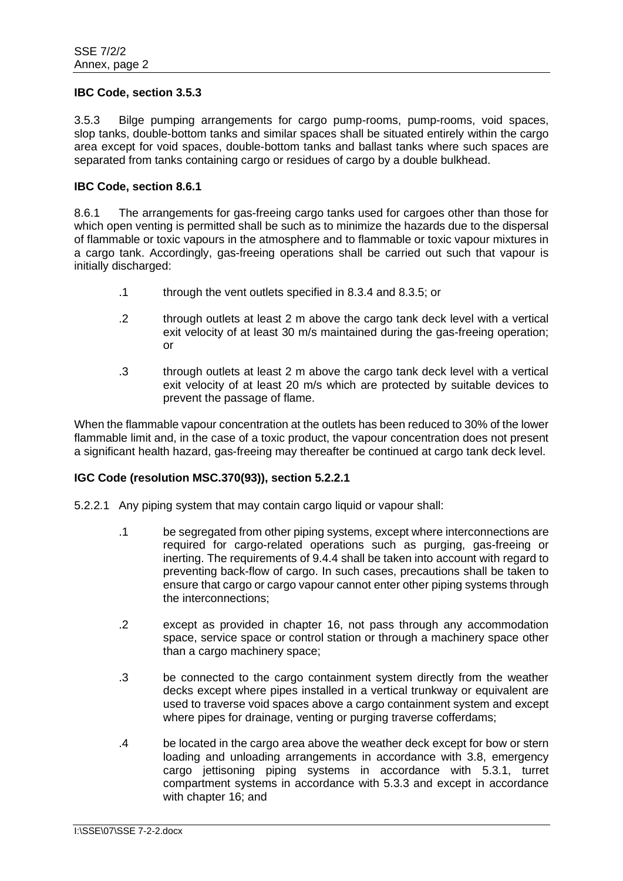**IBC Code, section 3.5.3**

3.5.3 Bilge pumping arrangements for cargo pump-rooms, pump-rooms, void spaces, slop tanks, double-bottom tanks and similar spaces shall be situated entirely within the cargo area except for void spaces, double-bottom tanks and ballast tanks where such spaces are separated from tanks containing cargo or residues of cargo by a double bulkhead.

**IBC Code, section 8.6.1**

8.6.1 The arrangements for gas-freeing cargo tanks used for cargoes other than those for which open venting is permitted shall be such as to minimize the hazards due to the dispersal of flammable or toxic vapours in the atmosphere and to flammable or toxic vapour mixtures in a cargo tank. Accordingly, gas-freeing operations shall be carried out such that vapour is initially discharged:

.1 through the vent outlets specified in 8.3.4 and 8.3.5; or

.2 through outlets at least 2 m above the cargo tank deck level with a vertical exit velocity of at least 30 m/s maintained during the gas-freeing operation; or

.3 through outlets at least 2 m above the cargo tank deck level with a vertical exit velocity of at least 20 m/s which are protected by suitable devices to prevent the passage of flame.

When the flammable vapour concentration at the outlets has been reduced to 30% of the lower flammable limit and, in the case of a toxic product, the vapour concentration does not present a significant health hazard, gas-freeing may thereafter be continued at cargo tank deck level.

**IGC Code (resolution MSC.370(93)), section 5.2.2.1**

5.2.2.1 Any piping system that may contain cargo liquid or vapour shall:

.1 be segregated from other piping systems, except where interconnections are required for cargo-related operations such as purging, gas-freeing or inerting. The requirements of 9.4.4 shall be taken into account with regard to preventing back-flow of cargo. In such cases, precautions shall be taken to ensure that cargo or cargo vapour cannot enter other piping systems through the interconnections;

.2 except as provided in chapter 16, not pass through any accommodation space, service space or control station or through a machinery space other than a cargo machinery space;

.3 be connected to the cargo containment system directly from the weather decks except where pipes installed in a vertical trunkway or equivalent are used to traverse void spaces above a cargo containment system and except where pipes for drainage, venting or purging traverse cofferdams;

.4 be located in the cargo area above the weather deck except for bow or stern loading and unloading arrangements in accordance with 3.8, emergency cargo jettisoning piping systems in accordance with 5.3.1, turret compartment systems in accordance with 5.3.3 and except in accordance with chapter 16; and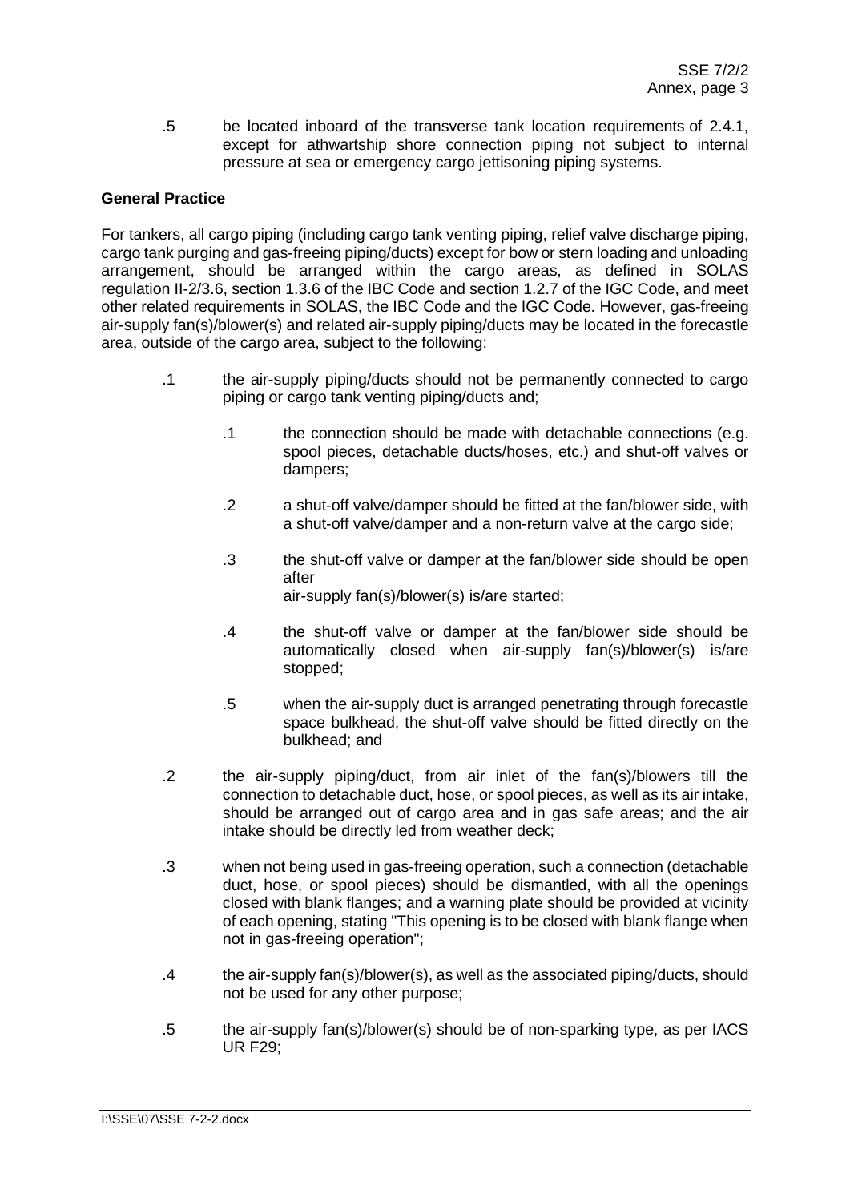.5 be located inboard of the transverse tank location requirements of 2.4.1, except for athwartship shore connection piping not subject to internal pressure at sea or emergency cargo jettisoning piping systems.

**General Practice**

For tankers, all cargo piping (including cargo tank venting piping, relief valve discharge piping, cargo tank purging and gas-freeing piping/ducts) except for bow or stern loading and unloading arrangement, should be arranged within the cargo areas, as defined in SOLAS regulation II-2/3.6, section 1.3.6 of the IBC Code and section 1.2.7 of the IGC Code, and meet other related requirements in SOLAS, the IBC Code and the IGC Code. However, gas-freeing air-supply fan(s)/blower(s) and related air-supply piping/ducts may be located in the forecastle area, outside of the cargo area, subject to the following:

- .1 the air-supply piping/ducts should not be permanently connected to cargo piping or cargo tank venting piping/ducts and;

  - .1 the connection should be made with detachable connections (e.g. spool pieces, detachable ducts/hoses, etc.) and shut-off valves or dampers;

  - .2 a shut-off valve/damper should be fitted at the fan/blower side, with a shut-off valve/damper and a non-return valve at the cargo side;

  - .3 the shut-off valve or damper at the fan/blower side should be open after air-supply fan(s)/blower(s) is/are started;

  - .4 the shut-off valve or damper at the fan/blower side should be automatically closed when air-supply fan(s)/blower(s) is/are stopped;

  - .5 when the air-supply duct is arranged penetrating through forecastle space bulkhead, the shut-off valve should be fitted directly on the bulkhead; and

- .2 the air-supply piping/duct, from air inlet of the fan(s)/blowers till the connection to detachable duct, hose, or spool pieces, as well as its air intake, should be arranged out of cargo area and in gas safe areas; and the air intake should be directly led from weather deck;

- .3 when not being used in gas-freeing operation, such a connection (detachable duct, hose, or spool pieces) should be dismantled, with all the openings closed with blank flanges; and a warning plate should be provided at vicinity of each opening, stating "This opening is to be closed with blank flange when not in gas-freeing operation";

- .4 the air-supply fan(s)/blower(s), as well as the associated piping/ducts, should not be used for any other purpose;

- .5 the air-supply fan(s)/blower(s) should be of non-sparking type, as per IACS UR F29;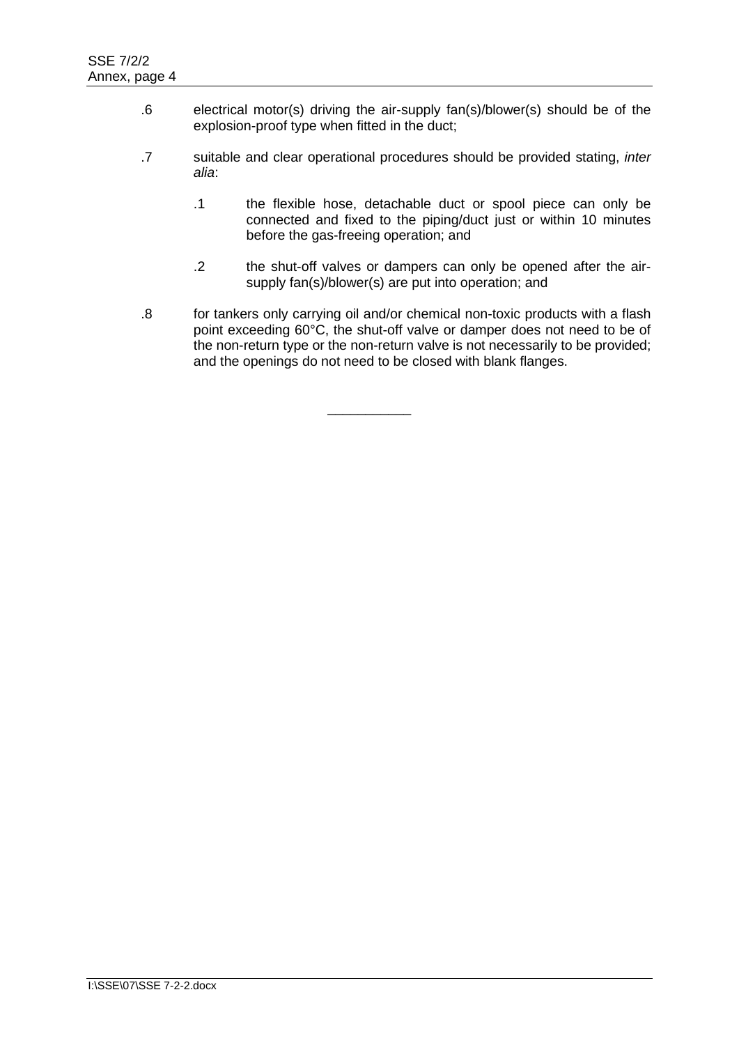.6 electrical motor(s) driving the air-supply fan(s)/blower(s) should be of the explosion-proof type when fitted in the duct;

.7 suitable and clear operational procedures should be provided stating, *inter alia*:

   .1 the flexible hose, detachable duct or spool piece can only be connected and fixed to the piping/duct just or within 10 minutes before the gas-freeing operation; and

   .2 the shut-off valves or dampers can only be opened after the air-supply fan(s)/blower(s) are put into operation; and

.8 for tankers only carrying oil and/or chemical non-toxic products with a flash point exceeding 60°C, the shut-off valve or damper does not need to be of the non-return type or the non-return valve is not necessarily to be provided; and the openings do not need to be closed with blank flanges.

___________